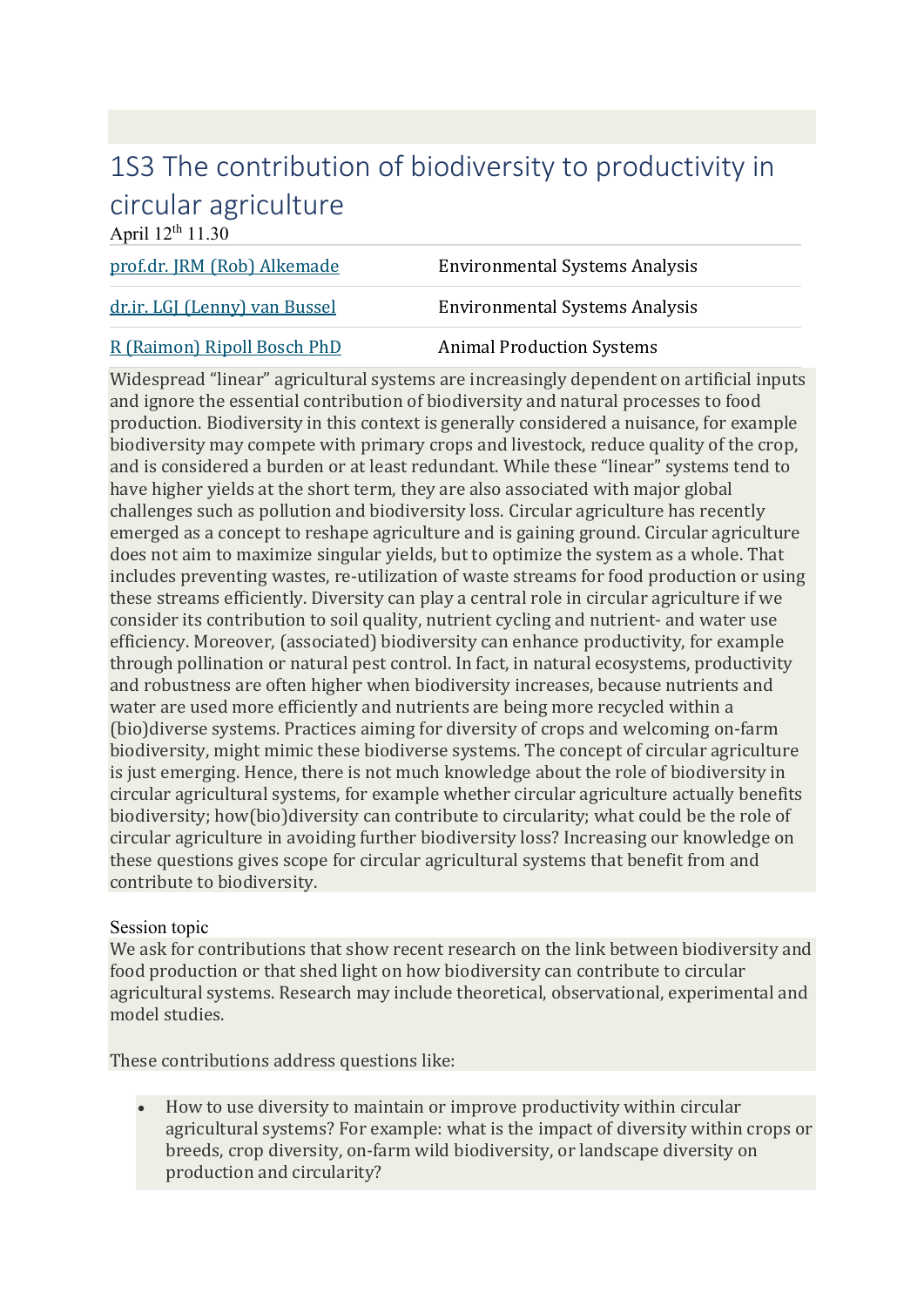# 1S3 The contribution of biodiversity to productivity in circular agriculture

April 12th 11.30

| | |
|---|---|
| prof.dr. JRM (Rob) Alkemade | Environmental Systems Analysis |
| dr.ir. LGJ (Lenny) van Bussel | Environmental Systems Analysis |
| R (Raimon) Ripoll Bosch PhD | Animal Production Systems |

Widespread “linear” agricultural systems are increasingly dependent on artificial inputs and ignore the essential contribution of biodiversity and natural processes to food production. Biodiversity in this context is generally considered a nuisance, for example biodiversity may compete with primary crops and livestock, reduce quality of the crop, and is considered a burden or at least redundant. While these “linear” systems tend to have higher yields at the short term, they are also associated with major global challenges such as pollution and biodiversity loss. Circular agriculture has recently emerged as a concept to reshape agriculture and is gaining ground. Circular agriculture does not aim to maximize singular yields, but to optimize the system as a whole. That includes preventing wastes, re-utilization of waste streams for food production or using these streams efficiently. Diversity can play a central role in circular agriculture if we consider its contribution to soil quality, nutrient cycling and nutrient- and water use efficiency. Moreover, (associated) biodiversity can enhance productivity, for example through pollination or natural pest control. In fact, in natural ecosystems, productivity and robustness are often higher when biodiversity increases, because nutrients and water are used more efficiently and nutrients are being more recycled within a (bio)diverse systems. Practices aiming for diversity of crops and welcoming on-farm biodiversity, might mimic these biodiverse systems. The concept of circular agriculture is just emerging. Hence, there is not much knowledge about the role of biodiversity in circular agricultural systems, for example whether circular agriculture actually benefits biodiversity; how(bio)diversity can contribute to circularity; what could be the role of circular agriculture in avoiding further biodiversity loss? Increasing our knowledge on these questions gives scope for circular agricultural systems that benefit from and contribute to biodiversity.

Session topic

We ask for contributions that show recent research on the link between biodiversity and food production or that shed light on how biodiversity can contribute to circular agricultural systems. Research may include theoretical, observational, experimental and model studies.

These contributions address questions like:

- How to use diversity to maintain or improve productivity within circular agricultural systems? For example: what is the impact of diversity within crops or breeds, crop diversity, on-farm wild biodiversity, or landscape diversity on production and circularity?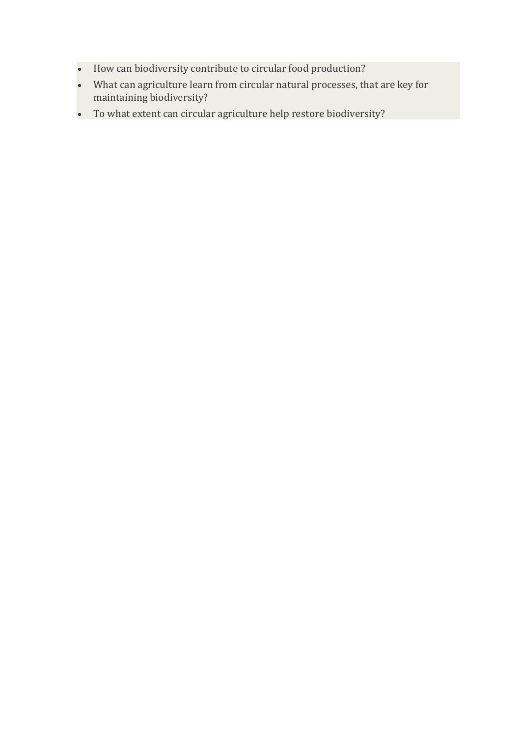- How can biodiversity contribute to circular food production?
- What can agriculture learn from circular natural processes, that are key for maintaining biodiversity?
- To what extent can circular agriculture help restore biodiversity?